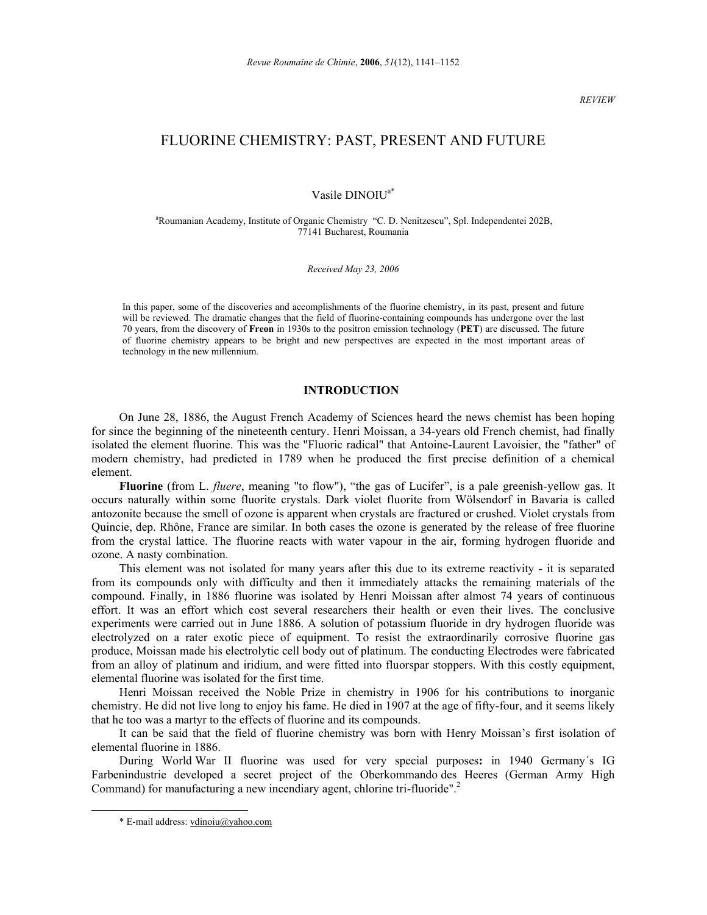*REVIEW*

# FLUORINE CHEMISTRY: PAST, PRESENT AND FUTURE

Vasile DINOIU[a*]

[a]Roumanian Academy, Institute of Organic Chemistry "C. D. Nenitzescu", Spl. Independentei 202B, 77141 Bucharest, Roumania

*Received May 23, 2006*

In this paper, some of the discoveries and accomplishments of the fluorine chemistry, in its past, present and future will be reviewed. The dramatic changes that the field of fluorine-containing compounds has undergone over the last 70 years, from the discovery of **Freon** in 1930s to the positron emission technology (**PET**) are discussed. The future of fluorine chemistry appears to be bright and new perspectives are expected in the most important areas of technology in the new millennium.

## INTRODUCTION

On June 28, 1886, the August French Academy of Sciences heard the news chemist has been hoping for since the beginning of the nineteenth century. Henri Moissan, a 34-years old French chemist, had finally isolated the element fluorine. This was the "Fluoric radical" that Antoine-Laurent Lavoisier, the "father" of modern chemistry, had predicted in 1789 when he produced the first precise definition of a chemical element.

**Fluorine** (from L. *fluere*, meaning "to flow"), "the gas of Lucifer", is a pale greenish-yellow gas. It occurs naturally within some fluorite crystals. Dark violet fluorite from Wölsendorf in Bavaria is called antozonite because the smell of ozone is apparent when crystals are fractured or crushed. Violet crystals from Quincie, dep. Rhône, France are similar. In both cases the ozone is generated by the release of free fluorine from the crystal lattice. The fluorine reacts with water vapour in the air, forming hydrogen fluoride and ozone. A nasty combination.

This element was not isolated for many years after this due to its extreme reactivity - it is separated from its compounds only with difficulty and then it immediately attacks the remaining materials of the compound. Finally, in 1886 fluorine was isolated by Henri Moissan after almost 74 years of continuous effort. It was an effort which cost several researchers their health or even their lives. The conclusive experiments were carried out in June 1886. A solution of potassium fluoride in dry hydrogen fluoride was electrolyzed on a rater exotic piece of equipment. To resist the extraordinarily corrosive fluorine gas produce, Moissan made his electrolytic cell body out of platinum. The conducting Electrodes were fabricated from an alloy of platinum and iridium, and were fitted into fluorspar stoppers. With this costly equipment, elemental fluorine was isolated for the first time.

Henri Moissan received the Noble Prize in chemistry in 1906 for his contributions to inorganic chemistry. He did not live long to enjoy his fame. He died in 1907 at the age of fifty-four, and it seems likely that he too was a martyr to the effects of fluorine and its compounds.

It can be said that the field of fluorine chemistry was born with Henry Moissan's first isolation of elemental fluorine in 1886.

During World War II fluorine was used for very special purposes**:** in 1940 Germany´s IG Farbenindustrie developed a secret project of the Oberkommando des Heeres (German Army High Command) for manufacturing a new incendiary agent, chlorine tri-fluoride".[2]

---

\* E-mail address: vdinoiu@yahoo.com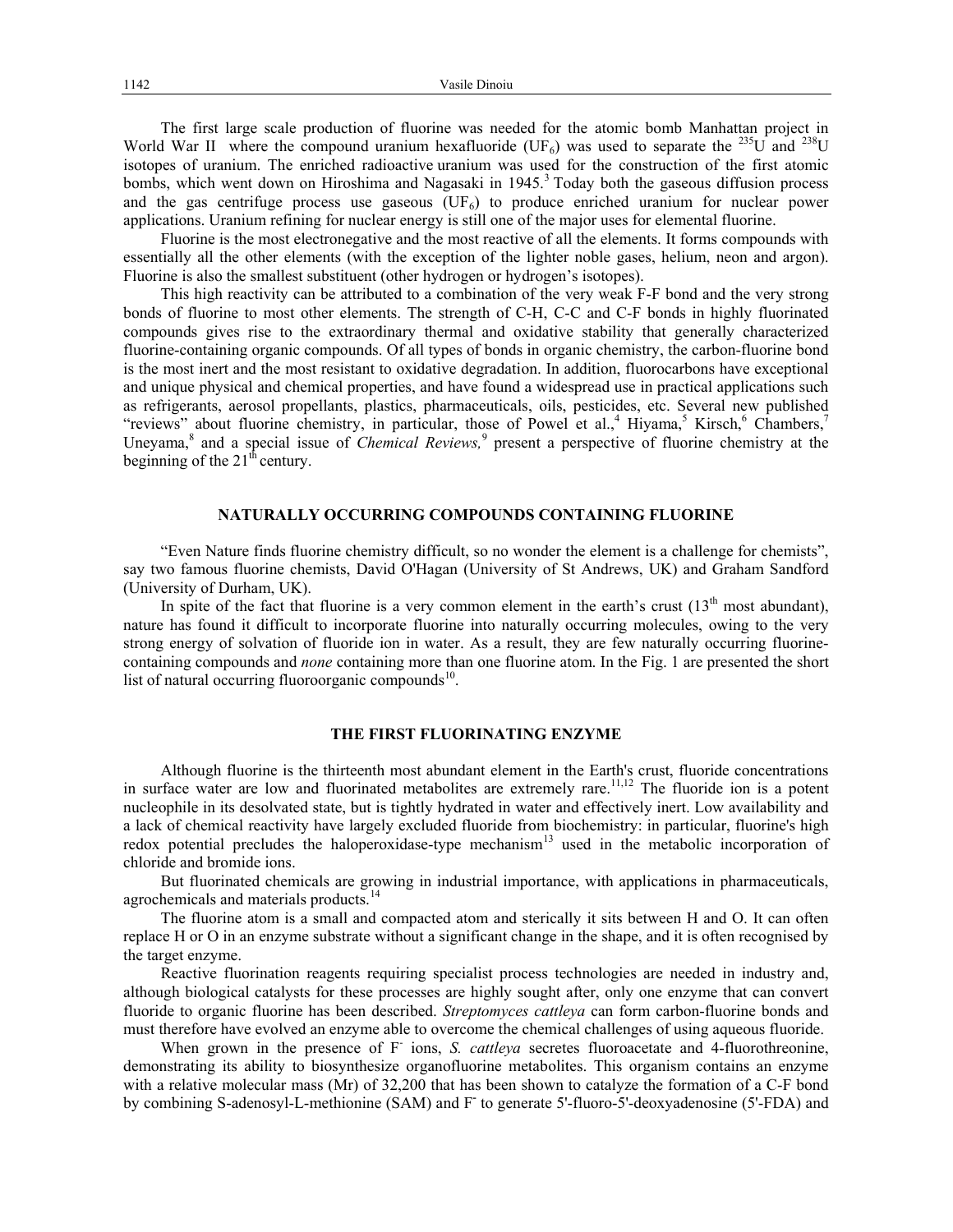The first large scale production of fluorine was needed for the atomic bomb Manhattan project in World War II where the compound uranium hexafluoride ($UF_6$) was used to separate the $^{235}U$ and $^{238}U$ isotopes of uranium. The enriched radioactive uranium was used for the construction of the first atomic bombs, which went down on Hiroshima and Nagasaki in 1945.[3] Today both the gaseous diffusion process and the gas centrifuge process use gaseous ($UF_6$) to produce enriched uranium for nuclear power applications. Uranium refining for nuclear energy is still one of the major uses for elemental fluorine.

Fluorine is the most electronegative and the most reactive of all the elements. It forms compounds with essentially all the other elements (with the exception of the lighter noble gases, helium, neon and argon). Fluorine is also the smallest substituent (other hydrogen or hydrogen's isotopes).

This high reactivity can be attributed to a combination of the very weak F-F bond and the very strong bonds of fluorine to most other elements. The strength of C-H, C-C and C-F bonds in highly fluorinated compounds gives rise to the extraordinary thermal and oxidative stability that generally characterized fluorine-containing organic compounds. Of all types of bonds in organic chemistry, the carbon-fluorine bond is the most inert and the most resistant to oxidative degradation. In addition, fluorocarbons have exceptional and unique physical and chemical properties, and have found a widespread use in practical applications such as refrigerants, aerosol propellants, plastics, pharmaceuticals, oils, pesticides, etc. Several new published "reviews" about fluorine chemistry, in particular, those of Powel et al.,[4] Hiyama,[5] Kirsch,[6] Chambers,[7] Uneyama,[8] and a special issue of *Chemical Reviews,*[9] present a perspective of fluorine chemistry at the beginning of the 21$^{th}$ century.

## NATURALLY OCCURRING COMPOUNDS CONTAINING FLUORINE

"Even Nature finds fluorine chemistry difficult, so no wonder the element is a challenge for chemists", say two famous fluorine chemists, David O'Hagan (University of St Andrews, UK) and Graham Sandford (University of Durham, UK).

In spite of the fact that fluorine is a very common element in the earth's crust (13$^{th}$ most abundant), nature has found it difficult to incorporate fluorine into naturally occurring molecules, owing to the very strong energy of solvation of fluoride ion in water. As a result, they are few naturally occurring fluorine-containing compounds and *none* containing more than one fluorine atom. In the Fig. 1 are presented the short list of natural occurring fluoroorganic compounds[10].

## THE FIRST FLUORINATING ENZYME

Although fluorine is the thirteenth most abundant element in the Earth's crust, fluoride concentrations in surface water are low and fluorinated metabolites are extremely rare.[11,12] The fluoride ion is a potent nucleophile in its desolvated state, but is tightly hydrated in water and effectively inert. Low availability and a lack of chemical reactivity have largely excluded fluoride from biochemistry: in particular, fluorine's high redox potential precludes the haloperoxidase-type mechanism[13] used in the metabolic incorporation of chloride and bromide ions.

But fluorinated chemicals are growing in industrial importance, with applications in pharmaceuticals, agrochemicals and materials products.[14]

The fluorine atom is a small and compacted atom and sterically it sits between H and O. It can often replace H or O in an enzyme substrate without a significant change in the shape, and it is often recognised by the target enzyme.

Reactive fluorination reagents requiring specialist process technologies are needed in industry and, although biological catalysts for these processes are highly sought after, only one enzyme that can convert fluoride to organic fluorine has been described. *Streptomyces cattleya* can form carbon-fluorine bonds and must therefore have evolved an enzyme able to overcome the chemical challenges of using aqueous fluoride.

When grown in the presence of $F^-$ ions, *S. cattleya* secretes fluoroacetate and 4-fluorothreonine, demonstrating its ability to biosynthesize organofluorine metabolites. This organism contains an enzyme with a relative molecular mass (Mr) of 32,200 that has been shown to catalyze the formation of a C-F bond by combining S-adenosyl-L-methionine (SAM) and $F^-$ to generate 5'-fluoro-5'-deoxyadenosine (5'-FDA) and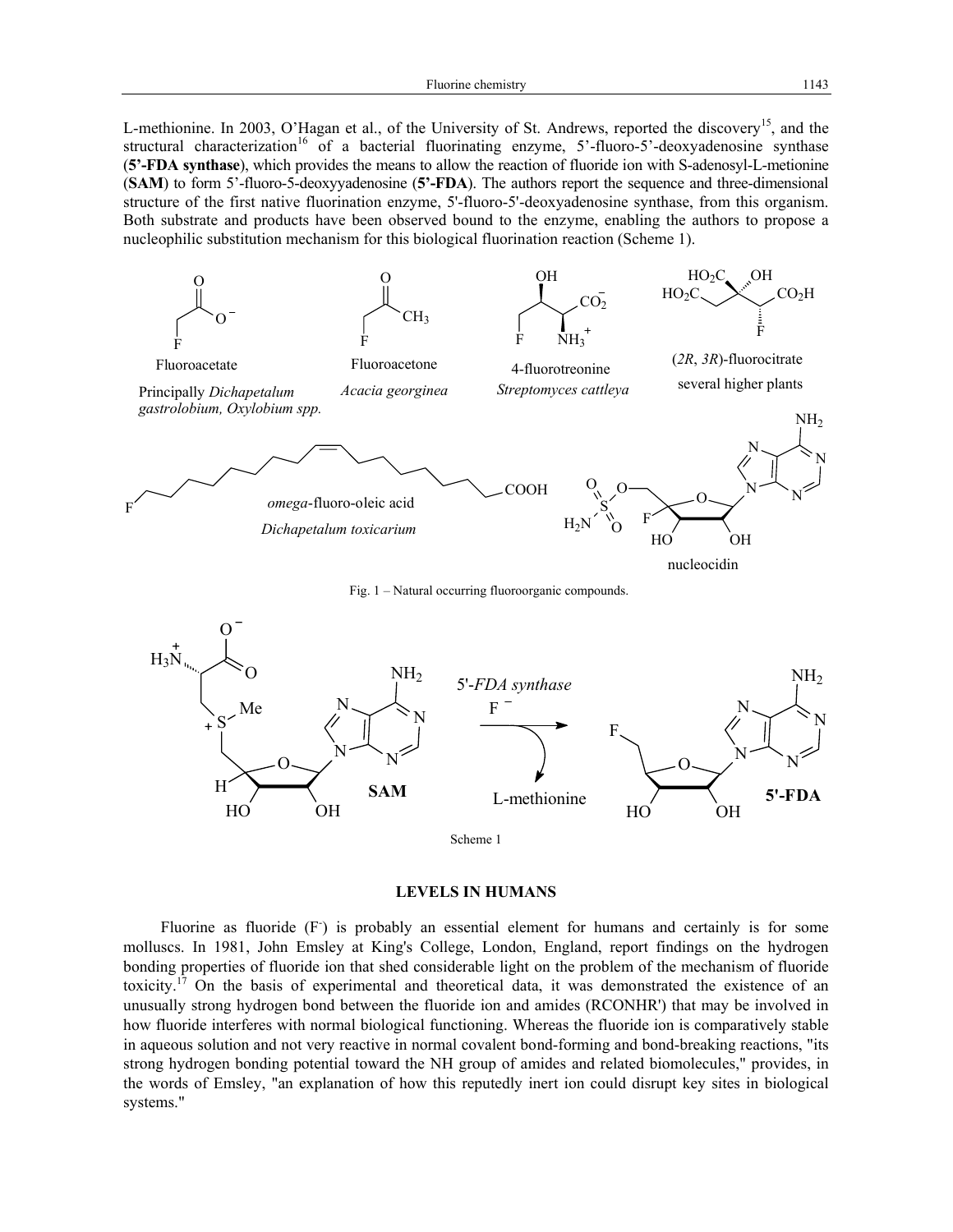L-methionine. In 2003, O'Hagan et al., of the University of St. Andrews, reported the discovery[15], and the structural characterization[16] of a bacterial fluorinating enzyme, 5'-fluoro-5'-deoxyadenosine synthase (**5'-FDA synthase**), which provides the means to allow the reaction of fluoride ion with S-adenosyl-L-metionine (**SAM**) to form 5'-fluoro-5-deoxyyadenosine (**5'-FDA**). The authors report the sequence and three-dimensional structure of the first native fluorination enzyme, 5'-fluoro-5'-deoxyadenosine synthase, from this organism. Both substrate and products have been observed bound to the enzyme, enabling the authors to propose a nucleophilic substitution mechanism for this biological fluorination reaction (Scheme 1).

Fluoroacetate — Principally *Dichapetalum gastrolobium, Oxylobium spp.*

Fluoroacetone — *Acacia georginea*

4-fluorotreonine — *Streptomyces cattleya*

(*2R*, *3R*)-fluorocitrate — several higher plants

*omega*-fluoro-oleic acid — *Dichapetalum toxicarium*

nucleocidin

Fig. 1 – Natural occurring fluoroorganic compounds.

SAM —(5'-*FDA synthase*, $F^-$; − L-methionine)→ 5'-FDA

Scheme 1

### LEVELS IN HUMANS

Fluorine as fluoride ($F^-$) is probably an essential element for humans and certainly is for some molluscs. In 1981, John Emsley at King's College, London, England, report findings on the hydrogen bonding properties of fluoride ion that shed considerable light on the problem of the mechanism of fluoride toxicity.[17] On the basis of experimental and theoretical data, it was demonstrated the existence of an unusually strong hydrogen bond between the fluoride ion and amides (RCONHR') that may be involved in how fluoride interferes with normal biological functioning. Whereas the fluoride ion is comparatively stable in aqueous solution and not very reactive in normal covalent bond-forming and bond-breaking reactions, "its strong hydrogen bonding potential toward the NH group of amides and related biomolecules," provides, in the words of Emsley, "an explanation of how this reputedly inert ion could disrupt key sites in biological systems."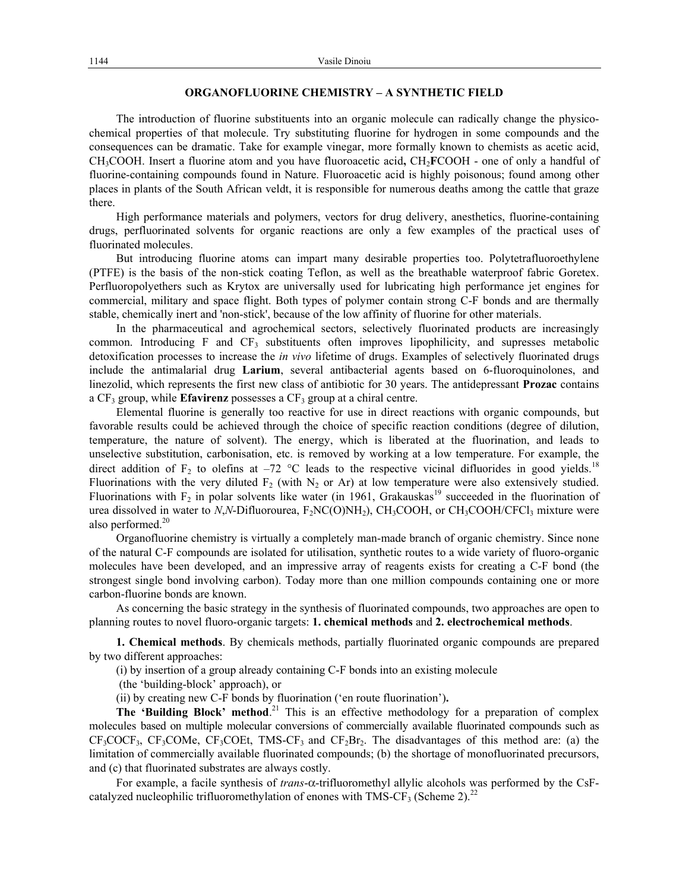## ORGANOFLUORINE CHEMISTRY – A SYNTHETIC FIELD

The introduction of fluorine substituents into an organic molecule can radically change the physico-chemical properties of that molecule. Try substituting fluorine for hydrogen in some compounds and the consequences can be dramatic. Take for example vinegar, more formally known to chemists as acetic acid, $CH_3COOH$. Insert a fluorine atom and you have fluoroacetic acid**,** $CH_2$**F**$COOH$ - one of only a handful of fluorine-containing compounds found in Nature. Fluoroacetic acid is highly poisonous; found among other places in plants of the South African veldt, it is responsible for numerous deaths among the cattle that graze there.

High performance materials and polymers, vectors for drug delivery, anesthetics, fluorine-containing drugs, perfluorinated solvents for organic reactions are only a few examples of the practical uses of fluorinated molecules.

But introducing fluorine atoms can impart many desirable properties too. Polytetrafluoroethylene (PTFE) is the basis of the non-stick coating Teflon, as well as the breathable waterproof fabric Goretex. Perfluoropolyethers such as Krytox are universally used for lubricating high performance jet engines for commercial, military and space flight. Both types of polymer contain strong C-F bonds and are thermally stable, chemically inert and 'non-stick', because of the low affinity of fluorine for other materials.

In the pharmaceutical and agrochemical sectors, selectively fluorinated products are increasingly common. Introducing F and $CF_3$ substituents often improves lipophilicity, and supresses metabolic detoxification processes to increase the *in vivo* lifetime of drugs. Examples of selectively fluorinated drugs include the antimalarial drug **Larium**, several antibacterial agents based on 6-fluoroquinolones, and linezolid, which represents the first new class of antibiotic for 30 years. The antidepressant **Prozac** contains a $CF_3$ group, while **Efavirenz** possesses a $CF_3$ group at a chiral centre.

Elemental fluorine is generally too reactive for use in direct reactions with organic compounds, but favorable results could be achieved through the choice of specific reaction conditions (degree of dilution, temperature, the nature of solvent). The energy, which is liberated at the fluorination, and leads to unselective substitution, carbonisation, etc. is removed by working at a low temperature. For example, the direct addition of $F_2$ to olefins at –72 °C leads to the respective vicinal difluorides in good yields.[18] Fluorinations with the very diluted $F_2$ (with $N_2$ or Ar) at low temperature were also extensively studied. Fluorinations with $F_2$ in polar solvents like water (in 1961, Grakauskas[19] succeeded in the fluorination of urea dissolved in water to *N*,*N*-Difluorourea, $F_2NC(O)NH_2$), $CH_3COOH$, or $CH_3COOH/CFCl_3$ mixture were also performed.[20]

Organofluorine chemistry is virtually a completely man-made branch of organic chemistry. Since none of the natural C-F compounds are isolated for utilisation, synthetic routes to a wide variety of fluoro-organic molecules have been developed, and an impressive array of reagents exists for creating a C-F bond (the strongest single bond involving carbon). Today more than one million compounds containing one or more carbon-fluorine bonds are known.

As concerning the basic strategy in the synthesis of fluorinated compounds, two approaches are open to planning routes to novel fluoro-organic targets: **1. chemical methods** and **2. electrochemical methods**.

**1. Chemical methods**. By chemicals methods, partially fluorinated organic compounds are prepared by two different approaches:

(i) by insertion of a group already containing C-F bonds into an existing molecule (the 'building-block' approach), or

(ii) by creating new C-F bonds by fluorination ('en route fluorination')**.**

**The 'Building Block' method**.[21] This is an effective methodology for a preparation of complex molecules based on multiple molecular conversions of commercially available fluorinated compounds such as $CF_3COCF_3$, $CF_3COMe$, $CF_3COEt$, TMS-$CF_3$ and $CF_2Br_2$. The disadvantages of this method are: (a) the limitation of commercially available fluorinated compounds; (b) the shortage of monofluorinated precursors, and (c) that fluorinated substrates are always costly.

For example, a facile synthesis of *trans*-α-trifluoromethyl allylic alcohols was performed by the CsF-catalyzed nucleophilic trifluoromethylation of enones with TMS-$CF_3$ (Scheme 2).[22]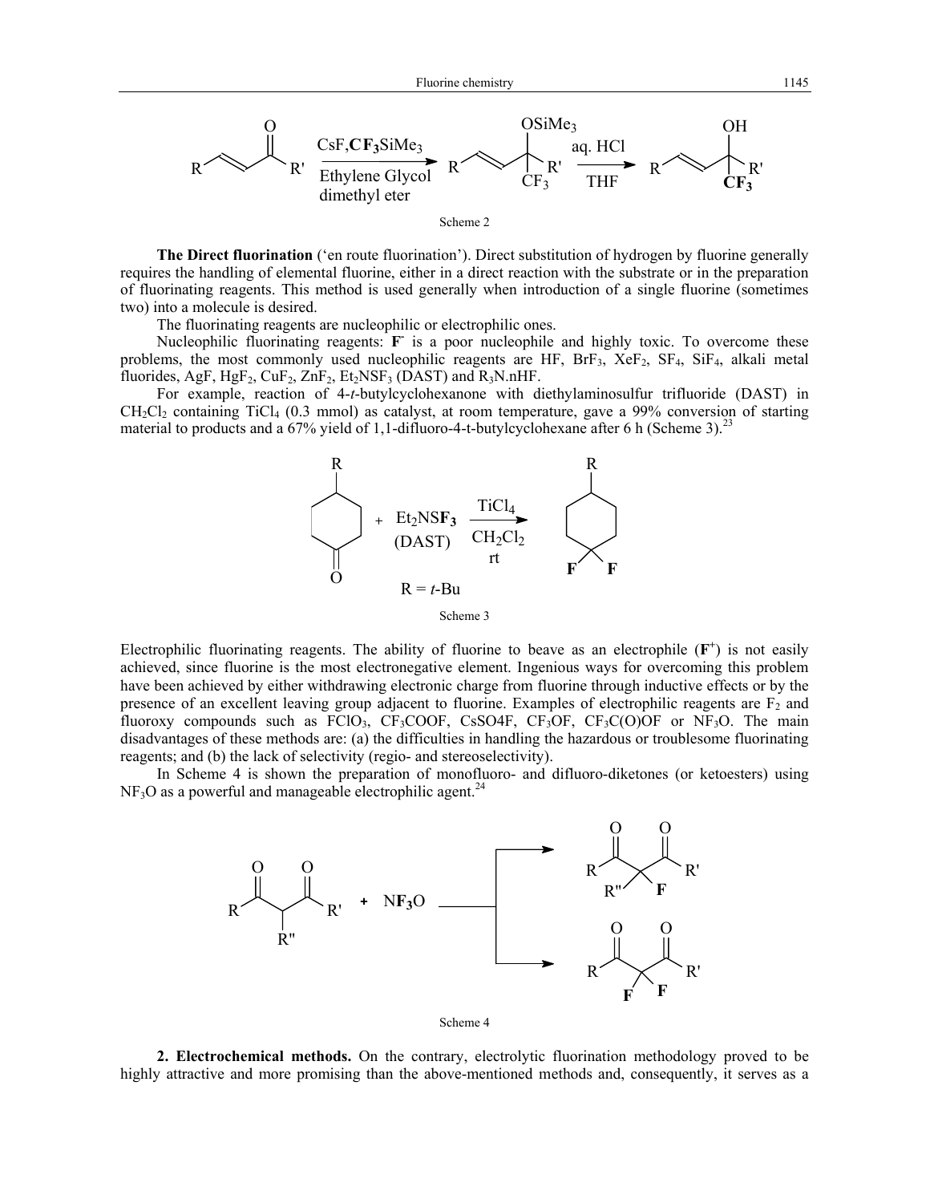Scheme 2

**The Direct fluorination** ('en route fluorination'). Direct substitution of hydrogen by fluorine generally requires the handling of elemental fluorine, either in a direct reaction with the substrate or in the preparation of fluorinating reagents. This method is used generally when introduction of a single fluorine (sometimes two) into a molecule is desired.

The fluorinating reagents are nucleophilic or electrophilic ones.

Nucleophilic fluorinating reagents: **F**$^-$ is a poor nucleophile and highly toxic. To overcome these problems, the most commonly used nucleophilic reagents are HF, $BrF_3$, $XeF_2$, $SF_4$, $SiF_4$, alkali metal fluorides, AgF, $HgF_2$, $CuF_2$, $ZnF_2$, $Et_2NSF_3$ (DAST) and $R_3N.nHF$.

For example, reaction of 4-*t*-butylcyclohexanone with diethylaminosulfur trifluoride (DAST) in $CH_2Cl_2$ containing $TiCl_4$ (0.3 mmol) as catalyst, at room temperature, gave a 99% conversion of starting material to products and a 67% yield of 1,1-difluoro-4-t-butylcyclohexane after 6 h (Scheme 3).[23]

Scheme 3

Electrophilic fluorinating reagents. The ability of fluorine to beave as an electrophile (**F**$^+$) is not easily achieved, since fluorine is the most electronegative element. Ingenious ways for overcoming this problem have been achieved by either withdrawing electronic charge from fluorine through inductive effects or by the presence of an excellent leaving group adjacent to fluorine. Examples of electrophilic reagents are $F_2$ and fluoroxy compounds such as $FClO_3$, $CF_3COOF$, CsSO4F, $CF_3OF$, $CF_3C(O)OF$ or $NF_3O$. The main disadvantages of these methods are: (a) the difficulties in handling the hazardous or troublesome fluorinating reagents; and (b) the lack of selectivity (regio- and stereoselectivity).

In Scheme 4 is shown the preparation of monofluoro- and difluoro-diketones (or ketoesters) using $NF_3O$ as a powerful and manageable electrophilic agent.[24]

Scheme 4

**2. Electrochemical methods.** On the contrary, electrolytic fluorination methodology proved to be highly attractive and more promising than the above-mentioned methods and, consequently, it serves as a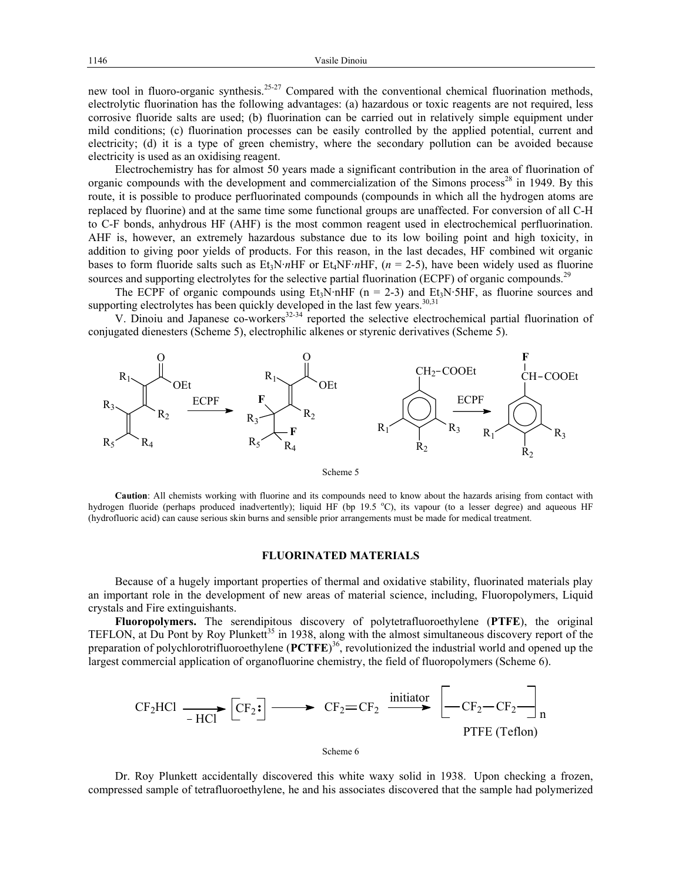new tool in fluoro-organic synthesis.[25-27] Compared with the conventional chemical fluorination methods, electrolytic fluorination has the following advantages: (a) hazardous or toxic reagents are not required, less corrosive fluoride salts are used; (b) fluorination can be carried out in relatively simple equipment under mild conditions; (c) fluorination processes can be easily controlled by the applied potential, current and electricity; (d) it is a type of green chemistry, where the secondary pollution can be avoided because electricity is used as an oxidising reagent.

Electrochemistry has for almost 50 years made a significant contribution in the area of fluorination of organic compounds with the development and commercialization of the Simons process[28] in 1949. By this route, it is possible to produce perfluorinated compounds (compounds in which all the hydrogen atoms are replaced by fluorine) and at the same time some functional groups are unaffected. For conversion of all C-H to C-F bonds, anhydrous HF (AHF) is the most common reagent used in electrochemical perfluorination. AHF is, however, an extremely hazardous substance due to its low boiling point and high toxicity, in addition to giving poor yields of products. For this reason, in the last decades, HF combined wit organic bases to form fluoride salts such as $Et_3N \cdot nHF$ or $Et_4NF \cdot nHF$, ($n$ = 2-5), have been widely used as fluorine sources and supporting electrolytes for the selective partial fluorination (ECPF) of organic compounds.[29]

The ECPF of organic compounds using $Et_3N \cdot nHF$ (n = 2-3) and $Et_3N \cdot 5HF$, as fluorine sources and supporting electrolytes has been quickly developed in the last few years.[30,31]

V. Dinoiu and Japanese co-workers[32-34] reported the selective electrochemical partial fluorination of conjugated dienesters (Scheme 5), electrophilic alkenes or styrenic derivatives (Scheme 5).

Scheme 5

**Caution**: All chemists working with fluorine and its compounds need to know about the hazards arising from contact with hydrogen fluoride (perhaps produced inadvertently); liquid HF (bp 19.5 °C), its vapour (to a lesser degree) and aqueous HF (hydrofluoric acid) can cause serious skin burns and sensible prior arrangements must be made for medical treatment.

## FLUORINATED MATERIALS

Because of a hugely important properties of thermal and oxidative stability, fluorinated materials play an important role in the development of new areas of material science, including, Fluoropolymers, Liquid crystals and Fire extinguishants.

**Fluoropolymers.** The serendipitous discovery of polytetrafluoroethylene (**PTFE**), the original TEFLON, at Du Pont by Roy Plunkett[35] in 1938, along with the almost simultaneous discovery report of the preparation of polychlorotrifluoroethylene (**PCTFE**)[36], revolutionized the industrial world and opened up the largest commercial application of organofluorine chemistry, the field of fluoropolymers (Scheme 6).

$$CF_2HCl \xrightarrow{-\,HCl} [CF_2:] \longrightarrow CF_2{=}CF_2 \xrightarrow{\text{initiator}} \left[-CF_2-CF_2-\right]_n$$

PTFE (Teflon)

Scheme 6

Dr. Roy Plunkett accidentally discovered this white waxy solid in 1938. Upon checking a frozen, compressed sample of tetrafluoroethylene, he and his associates discovered that the sample had polymerized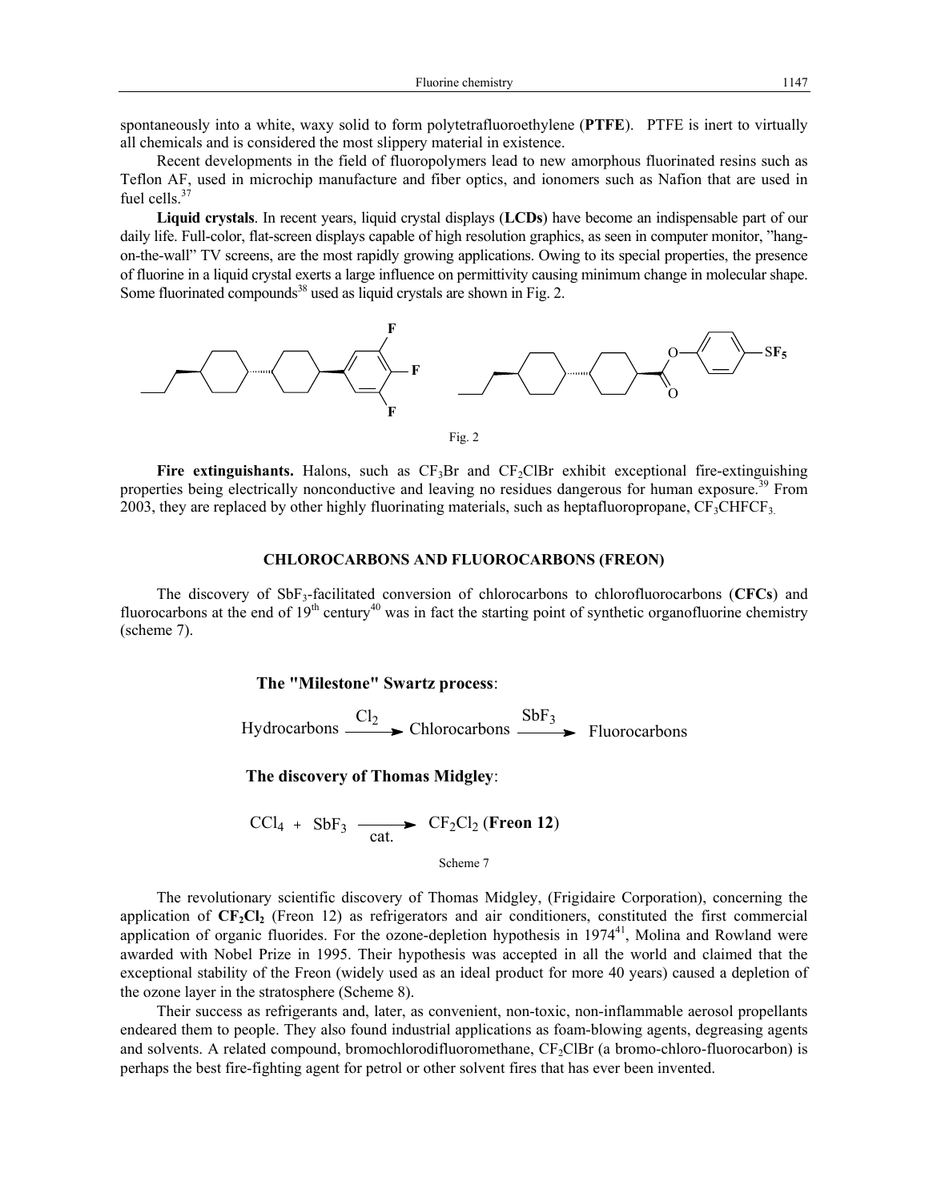spontaneously into a white, waxy solid to form polytetrafluoroethylene (**PTFE**). PTFE is inert to virtually all chemicals and is considered the most slippery material in existence.

Recent developments in the field of fluoropolymers lead to new amorphous fluorinated resins such as Teflon AF, used in microchip manufacture and fiber optics, and ionomers such as Nafion that are used in fuel cells.[37]

**Liquid crystals**. In recent years, liquid crystal displays (**LCDs**) have become an indispensable part of our daily life. Full-color, flat-screen displays capable of high resolution graphics, as seen in computer monitor, "hang-on-the-wall" TV screens, are the most rapidly growing applications. Owing to its special properties, the presence of fluorine in a liquid crystal exerts a large influence on permittivity causing minimum change in molecular shape. Some fluorinated compounds[38] used as liquid crystals are shown in Fig. 2.

Fig. 2

**Fire extinguishants.** Halons, such as $CF_3Br$ and $CF_2ClBr$ exhibit exceptional fire-extinguishing properties being electrically nonconductive and leaving no residues dangerous for human exposure.[39] From 2003, they are replaced by other highly fluorinating materials, such as heptafluoropropane, $CF_3CHFCF_3$.

## CHLOROCARBONS AND FLUOROCARBONS (FREON)

The discovery of $SbF_3$-facilitated conversion of chlorocarbons to chlorofluorocarbons (**CFCs**) and fluorocarbons at the end of 19[th] century[40] was in fact the starting point of synthetic organofluorine chemistry (scheme 7).

**The "Milestone" Swartz process**:

$$\text{Hydrocarbons} \xrightarrow{Cl_2} \text{Chlorocarbons} \xrightarrow{SbF_3} \text{Fluorocarbons}$$

**The discovery of Thomas Midgley**:

$$CCl_4 + SbF_3 \xrightarrow[\text{cat.}]{} CF_2Cl_2 \ (\textbf{Freon 12})$$

Scheme 7

The revolutionary scientific discovery of Thomas Midgley, (Frigidaire Corporation), concerning the application of $\mathbf{CF_2Cl_2}$ (Freon 12) as refrigerators and air conditioners, constituted the first commercial application of organic fluorides. For the ozone-depletion hypothesis in 1974[41], Molina and Rowland were awarded with Nobel Prize in 1995. Their hypothesis was accepted in all the world and claimed that the exceptional stability of the Freon (widely used as an ideal product for more 40 years) caused a depletion of the ozone layer in the stratosphere (Scheme 8).

Their success as refrigerants and, later, as convenient, non-toxic, non-inflammable aerosol propellants endeared them to people. They also found industrial applications as foam-blowing agents, degreasing agents and solvents. A related compound, bromochlorodifluoromethane, $CF_2ClBr$ (a bromo-chloro-fluorocarbon) is perhaps the best fire-fighting agent for petrol or other solvent fires that has ever been invented.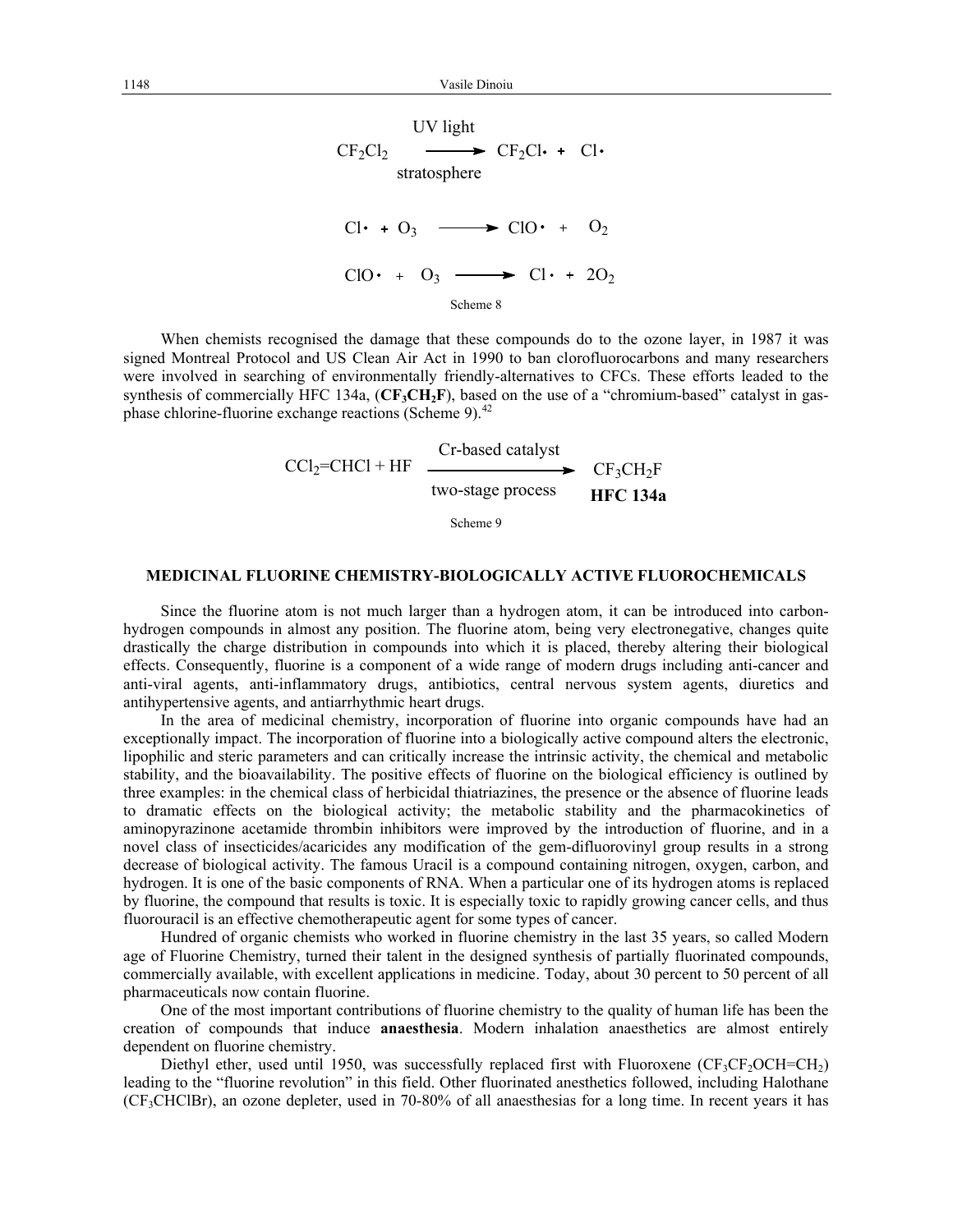$$CF_2Cl_2 \xrightarrow[\text{stratosphere}]{\text{UV light}} CF_2Cl\bullet + Cl\bullet$$

$$Cl\bullet + O_3 \longrightarrow ClO\bullet + O_2$$

$$ClO\bullet + O_3 \longrightarrow Cl\bullet + 2O_2$$

Scheme 8

When chemists recognised the damage that these compounds do to the ozone layer, in 1987 it was signed Montreal Protocol and US Clean Air Act in 1990 to ban clorofluorocarbons and many researchers were involved in searching of environmentally friendly-alternatives to CFCs. These efforts leaded to the synthesis of commercially HFC 134a, (**$CF_3CH_2F$**), based on the use of a "chromium-based" catalyst in gas-phase chlorine-fluorine exchange reactions (Scheme 9).[42]

$$CCl_2{=}CHCl + HF \xrightarrow[\text{two-stage process}]{\text{Cr-based catalyst}} \underset{\textbf{HFC 134a}}{CF_3CH_2F}$$

Scheme 9

## MEDICINAL FLUORINE CHEMISTRY-BIOLOGICALLY ACTIVE FLUOROCHEMICALS

Since the fluorine atom is not much larger than a hydrogen atom, it can be introduced into carbon-hydrogen compounds in almost any position. The fluorine atom, being very electronegative, changes quite drastically the charge distribution in compounds into which it is placed, thereby altering their biological effects. Consequently, fluorine is a component of a wide range of modern drugs including anti-cancer and anti-viral agents, anti-inflammatory drugs, antibiotics, central nervous system agents, diuretics and antihypertensive agents, and antiarrhythmic heart drugs.

In the area of medicinal chemistry, incorporation of fluorine into organic compounds have had an exceptionally impact. The incorporation of fluorine into a biologically active compound alters the electronic, lipophilic and steric parameters and can critically increase the intrinsic activity, the chemical and metabolic stability, and the bioavailability. The positive effects of fluorine on the biological efficiency is outlined by three examples: in the chemical class of herbicidal thiatriazines, the presence or the absence of fluorine leads to dramatic effects on the biological activity; the metabolic stability and the pharmacokinetics of aminopyrazinone acetamide thrombin inhibitors were improved by the introduction of fluorine, and in a novel class of insecticides/acaricides any modification of the gem-difluorovinyl group results in a strong decrease of biological activity. The famous Uracil is a compound containing nitrogen, oxygen, carbon, and hydrogen. It is one of the basic components of RNA. When a particular one of its hydrogen atoms is replaced by fluorine, the compound that results is toxic. It is especially toxic to rapidly growing cancer cells, and thus fluorouracil is an effective chemotherapeutic agent for some types of cancer.

Hundred of organic chemists who worked in fluorine chemistry in the last 35 years, so called Modern age of Fluorine Chemistry, turned their talent in the designed synthesis of partially fluorinated compounds, commercially available, with excellent applications in medicine. Today, about 30 percent to 50 percent of all pharmaceuticals now contain fluorine.

One of the most important contributions of fluorine chemistry to the quality of human life has been the creation of compounds that induce **anaesthesia**. Modern inhalation anaesthetics are almost entirely dependent on fluorine chemistry.

Diethyl ether, used until 1950, was successfully replaced first with Fluoroxene ($CF_3CF_2OCH{=}CH_2$) leading to the "fluorine revolution" in this field. Other fluorinated anesthetics followed, including Halothane ($CF_3CHClBr$), an ozone depleter, used in 70-80% of all anaesthesias for a long time. In recent years it has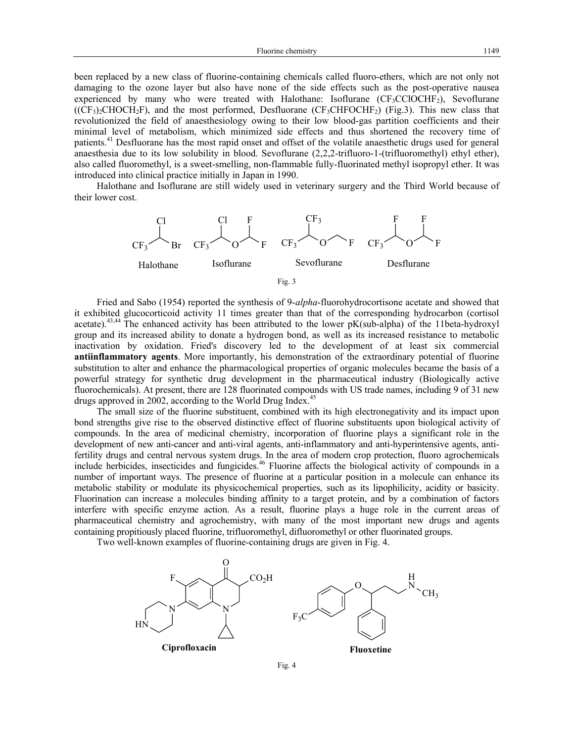been replaced by a new class of fluorine-containing chemicals called fluoro-ethers, which are not only not damaging to the ozone layer but also have none of the side effects such as the post-operative nausea experienced by many who were treated with Halothane: Isoflurane ($CF_3CClOCHF_2$), Sevoflurane ($(CF_3)_2CHOCH_2F$), and the most performed, Desfluorane ($CF_3CHFOCHF_2$) (Fig.3). This new class that revolutionized the field of anaesthesiology owing to their low blood-gas partition coefficients and their minimal level of metabolism, which minimized side effects and thus shortened the recovery time of patients.[41] Desfluorane has the most rapid onset and offset of the volatile anaesthetic drugs used for general anaesthesia due to its low solubility in blood. Sevoflurane (2,2,2-trifluoro-1-(trifluoromethyl) ethyl ether), also called fluoromethyl, is a sweet-smelling, non-flammable fully-fluorinated methyl isopropyl ether. It was introduced into clinical practice initially in Japan in 1990.

Halothane and Isoflurane are still widely used in veterinary surgery and the Third World because of their lower cost.

Halothane Isoflurane Sevoflurane Desflurane

Fig. 3

Fried and Sabo (1954) reported the synthesis of 9-*alpha*-fluorohydrocortisone acetate and showed that it exhibited glucocorticoid activity 11 times greater than that of the corresponding hydrocarbon (cortisol acetate).[43,44] The enhanced activity has been attributed to the lower pK(sub-alpha) of the 11beta-hydroxyl group and its increased ability to donate a hydrogen bond, as well as its increased resistance to metabolic inactivation by oxidation. Fried's discovery led to the development of at least six commercial **antiinflammatory agents**. More importantly, his demonstration of the extraordinary potential of fluorine substitution to alter and enhance the pharmacological properties of organic molecules became the basis of a powerful strategy for synthetic drug development in the pharmaceutical industry (Biologically active fluorochemicals). At present, there are 128 fluorinated compounds with US trade names, including 9 of 31 new drugs approved in 2002, according to the World Drug Index.[45]

The small size of the fluorine substituent, combined with its high electronegativity and its impact upon bond strengths give rise to the observed distinctive effect of fluorine substituents upon biological activity of compounds. In the area of medicinal chemistry, incorporation of fluorine plays a significant role in the development of new anti-cancer and anti-viral agents, anti-inflammatory and anti-hyperintensive agents, anti-fertility drugs and central nervous system drugs. In the area of modern crop protection, fluoro agrochemicals include herbicides, insecticides and fungicides.[46] Fluorine affects the biological activity of compounds in a number of important ways. The presence of fluorine at a particular position in a molecule can enhance its metabolic stability or modulate its physicochemical properties, such as its lipophilicity, acidity or basicity. Fluorination can increase a molecules binding affinity to a target protein, and by a combination of factors interfere with specific enzyme action. As a result, fluorine plays a huge role in the current areas of pharmaceutical chemistry and agrochemistry, with many of the most important new drugs and agents containing propitiously placed fluorine, trifluoromethyl, difluoromethyl or other fluorinated groups.

Two well-known examples of fluorine-containing drugs are given in Fig. 4.

**Ciprofloxacin** **Fluoxetine**

Fig. 4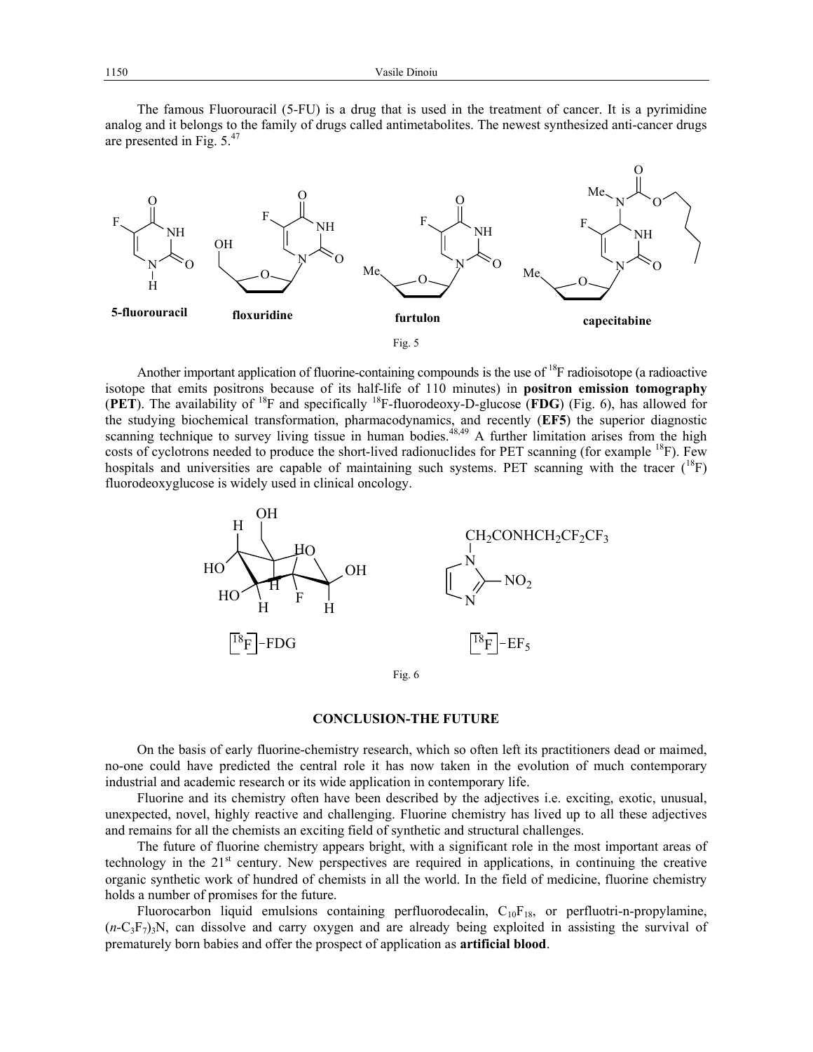The famous Fluorouracil (5-FU) is a drug that is used in the treatment of cancer. It is a pyrimidine analog and it belongs to the family of drugs called antimetabolites. The newest synthesized anti-cancer drugs are presented in Fig. 5.[47]

**5-fluorouracil** **floxuridine** **furtulon** **capecitabine**

Fig. 5

Another important application of fluorine-containing compounds is the use of $^{18}F$ radioisotope (a radioactive isotope that emits positrons because of its half-life of 110 minutes) in **positron emission tomography** (**PET**). The availability of $^{18}F$ and specifically $^{18}F$-fluorodeoxy-D-glucose (**FDG**) (Fig. 6), has allowed for the studying biochemical transformation, pharmacodynamics, and recently (**EF5**) the superior diagnostic scanning technique to survey living tissue in human bodies.[48,49] A further limitation arises from the high costs of cyclotrons needed to produce the short-lived radionuclides for PET scanning (for example $^{18}F$). Few hospitals and universities are capable of maintaining such systems. PET scanning with the tracer ($^{18}F$) fluorodeoxyglucose is widely used in clinical oncology.

$[^{18}F]$–FDG $[^{18}F]$–$EF_5$

Fig. 6

## CONCLUSION-THE FUTURE

On the basis of early fluorine-chemistry research, which so often left its practitioners dead or maimed, no-one could have predicted the central role it has now taken in the evolution of much contemporary industrial and academic research or its wide application in contemporary life.

Fluorine and its chemistry often have been described by the adjectives i.e. exciting, exotic, unusual, unexpected, novel, highly reactive and challenging. Fluorine chemistry has lived up to all these adjectives and remains for all the chemists an exciting field of synthetic and structural challenges.

The future of fluorine chemistry appears bright, with a significant role in the most important areas of technology in the 21st century. New perspectives are required in applications, in continuing the creative organic synthetic work of hundred of chemists in all the world. In the field of medicine, fluorine chemistry holds a number of promises for the future.

Fluorocarbon liquid emulsions containing perfluorodecalin, $C_{10}F_{18}$, or perfluotri-n-propylamine, $(n\text{-}C_3F_7)_3N$, can dissolve and carry oxygen and are already being exploited in assisting the survival of prematurely born babies and offer the prospect of application as **artificial blood**.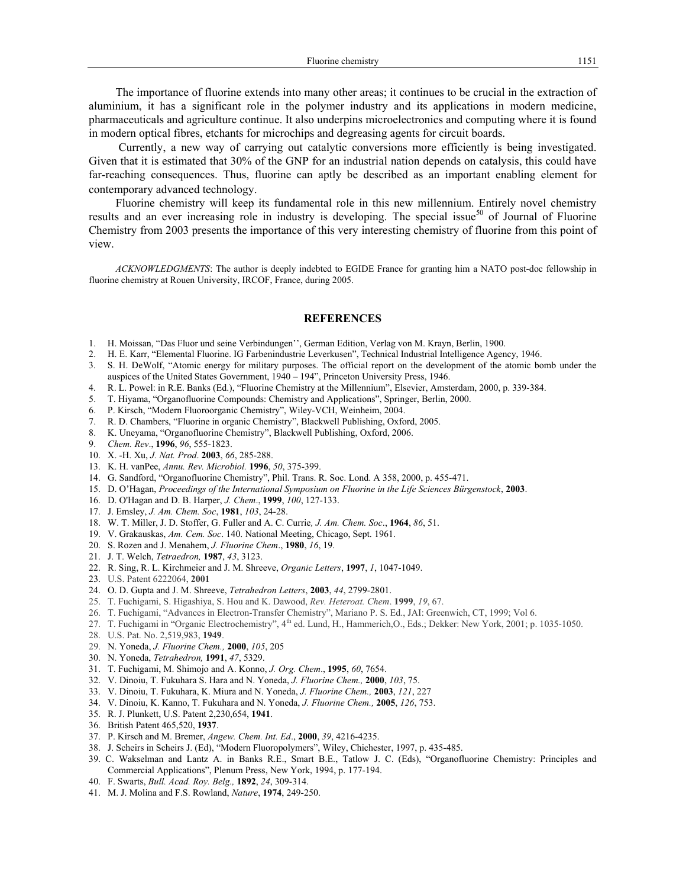The importance of fluorine extends into many other areas; it continues to be crucial in the extraction of aluminium, it has a significant role in the polymer industry and its applications in modern medicine, pharmaceuticals and agriculture continue. It also underpins microelectronics and computing where it is found in modern optical fibres, etchants for microchips and degreasing agents for circuit boards.

Currently, a new way of carrying out catalytic conversions more efficiently is being investigated. Given that it is estimated that 30% of the GNP for an industrial nation depends on catalysis, this could have far-reaching consequences. Thus, fluorine can aptly be described as an important enabling element for contemporary advanced technology.

Fluorine chemistry will keep its fundamental role in this new millennium. Entirely novel chemistry results and an ever increasing role in industry is developing. The special issue[50] of Journal of Fluorine Chemistry from 2003 presents the importance of this very interesting chemistry of fluorine from this point of view.

*ACKNOWLEDGMENTS*: The author is deeply indebted to EGIDE France for granting him a NATO post-doc fellowship in fluorine chemistry at Rouen University, IRCOF, France, during 2005.

## REFERENCES

1. H. Moissan, "Das Fluor und seine Verbindungen'', German Edition, Verlag von M. Krayn, Berlin, 1900.
2. H. E. Karr, "Elemental Fluorine. IG Farbenindustrie Leverkusen", Technical Industrial Intelligence Agency, 1946.
3. S. H. DeWolf, "Atomic energy for military purposes. The official report on the development of the atomic bomb under the auspices of the United States Government, 1940 – 194", Princeton University Press, 1946.
4. R. L. Powel: in R.E. Banks (Ed.), "Fluorine Chemistry at the Millennium", Elsevier, Amsterdam, 2000, p. 339-384.
5. T. Hiyama, "Organofluorine Compounds: Chemistry and Applications", Springer, Berlin, 2000.
6. P. Kirsch, "Modern Fluoroorganic Chemistry", Wiley-VCH, Weinheim, 2004.
7. R. D. Chambers, "Fluorine in organic Chemistry", Blackwell Publishing, Oxford, 2005.
8. K. Uneyama, "Organofluorine Chemistry", Blackwell Publishing, Oxford, 2006.
9. *Chem. Rev*., **1996**, *96*, 555-1823.
10. X. -H. Xu, *J. Nat. Prod*. **2003**, *66*, 285-288.
13. K. H. vanPee, *Annu. Rev. Microbiol.* **1996**, *50*, 375-399.
14. G. Sandford, "Organofluorine Chemistry", Phil. Trans. R. Soc. Lond. A 358, 2000, p. 455-471.
15. D. O'Hagan, *Proceedings of the International Symposium on Fluorine in the Life Sciences Bürgenstock*, **2003**.
16. D. O'Hagan and D. B. Harper, *J. Chem*., **1999**, *100*, 127-133.
17. J. Emsley, *J. Am. Chem. Soc*, **1981**, *103*, 24-28.
18. W. T. Miller, J. D. Stoffer, G. Fuller and A. C. Currie*, J. Am. Chem. Soc*., **1964**, *86*, 51.
19. V. Grakauskas, *Am. Cem. Soc*. 140. National Meeting, Chicago, Sept. 1961.
20. S. Rozen and J. Menahem, *J. Fluorine Chem*., **1980**, *16*, 19.
21. J. T. Welch, *Tetraedron,* **1987**, *43*, 3123.
22. R. Sing, R. L. Kirchmeier and J. M. Shreeve, *Organic Letters*, **1997**, *1*, 1047-1049.
23. U.S. Patent 6222064, **2001**
24. O. D. Gupta and J. M. Shreeve, *Tetrahedron Letters*, **2003**, *44*, 2799-2801.
25. T. Fuchigami, S. Higashiya, S. Hou and K. Dawood, *Rev. Heteroat. Chem*. **1999**, *19*, 67.
26. T. Fuchigami, "Advances in Electron-Transfer Chemistry", Mariano P. S. Ed., JAI: Greenwich, CT, 1999; Vol 6.
27. T. Fuchigami in "Organic Electrochemistry", 4th ed. Lund, H., Hammerich,O., Eds.; Dekker: New York, 2001; p. 1035-1050.
28. U.S. Pat. No. 2,519,983, **1949**.
29. N. Yoneda, *J. Fluorine Chem.,* **2000**, *105*, 205
30. N. Yoneda, *Tetrahedron,* **1991**, *47*, 5329.
31. T. Fuchigami, M. Shimojo and A. Konno, *J. Org. Chem*., **1995**, *60*, 7654.
32. V. Dinoiu, T. Fukuhara S. Hara and N. Yoneda, *J. Fluorine Chem.,* **2000**, *103*, 75.
33. V. Dinoiu, T. Fukuhara, K. Miura and N. Yoneda, *J. Fluorine Chem.,* **2003**, *121*, 227
34. V. Dinoiu, K. Kanno, T. Fukuhara and N. Yoneda, *J. Fluorine Chem.,* **2005**, *126*, 753.
35. R. J. Plunkett, U.S. Patent 2,230,654, **1941**.
36. British Patent 465,520, **1937**.
37. P. Kirsch and M. Bremer, *Angew. Chem. Int. Ed*., **2000**, *39*, 4216-4235.
38. J. Scheirs in Scheirs J. (Ed), "Modern Fluoropolymers", Wiley, Chichester, 1997, p. 435-485.
39. C. Wakselman and Lantz A. in Banks R.E., Smart B.E., Tatlow J. C. (Eds), "Organofluorine Chemistry: Principles and Commercial Applications", Plenum Press, New York, 1994, p. 177-194.
40. F. Swarts, *Bull. Acad. Roy. Belg.,* **1892**, *24*, 309-314.
41. M. J. Molina and F.S. Rowland, *Nature*, **1974**, 249-250.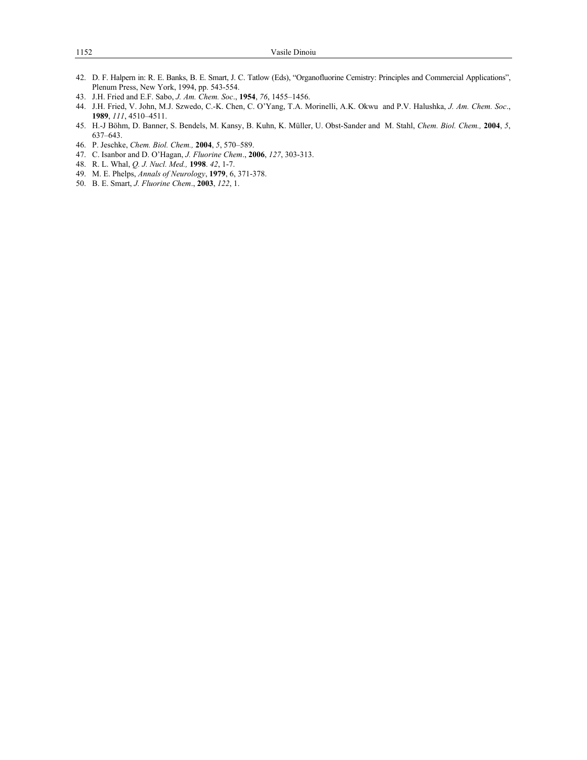42. D. F. Halpern in: R. E. Banks, B. E. Smart, J. C. Tatlow (Eds), "Organofluorine Cemistry: Principles and Commercial Applications", Plenum Press, New York, 1994, pp. 543-554.
43. J.H. Fried and E.F. Sabo, *J. Am. Chem. Soc*., **1954**, *76*, 1455–1456.
44. J.H. Fried, V. John, M.J. Szwedo, C.-K. Chen, C. O'Yang, T.A. Morinelli, A.K. Okwu and P.V. Halushka, *J. Am. Chem. Soc*., **1989**, *111*, 4510–4511.
45. H.-J Böhm, D. Banner, S. Bendels, M. Kansy, B. Kuhn, K. Müller, U. Obst-Sander and M. Stahl, *Chem. Biol. Chem.,* **2004**, *5*, 637–643.
46. P. Jeschke, *Chem. Biol. Chem.,* **2004**, *5*, 570–589.
47. C. Isanbor and D. O'Hagan, *J. Fluorine Chem*., **2006**, *127*, 303-313.
48. R. L. Whal, *Q. J. Nucl. Med.,* **1998**. *42*, 1-7.
49. M. E. Phelps, *Annals of Neurology*, **1979**, 6, 371-378.
50. B. E. Smart, *J. Fluorine Chem*., **2003**, *122*, 1.